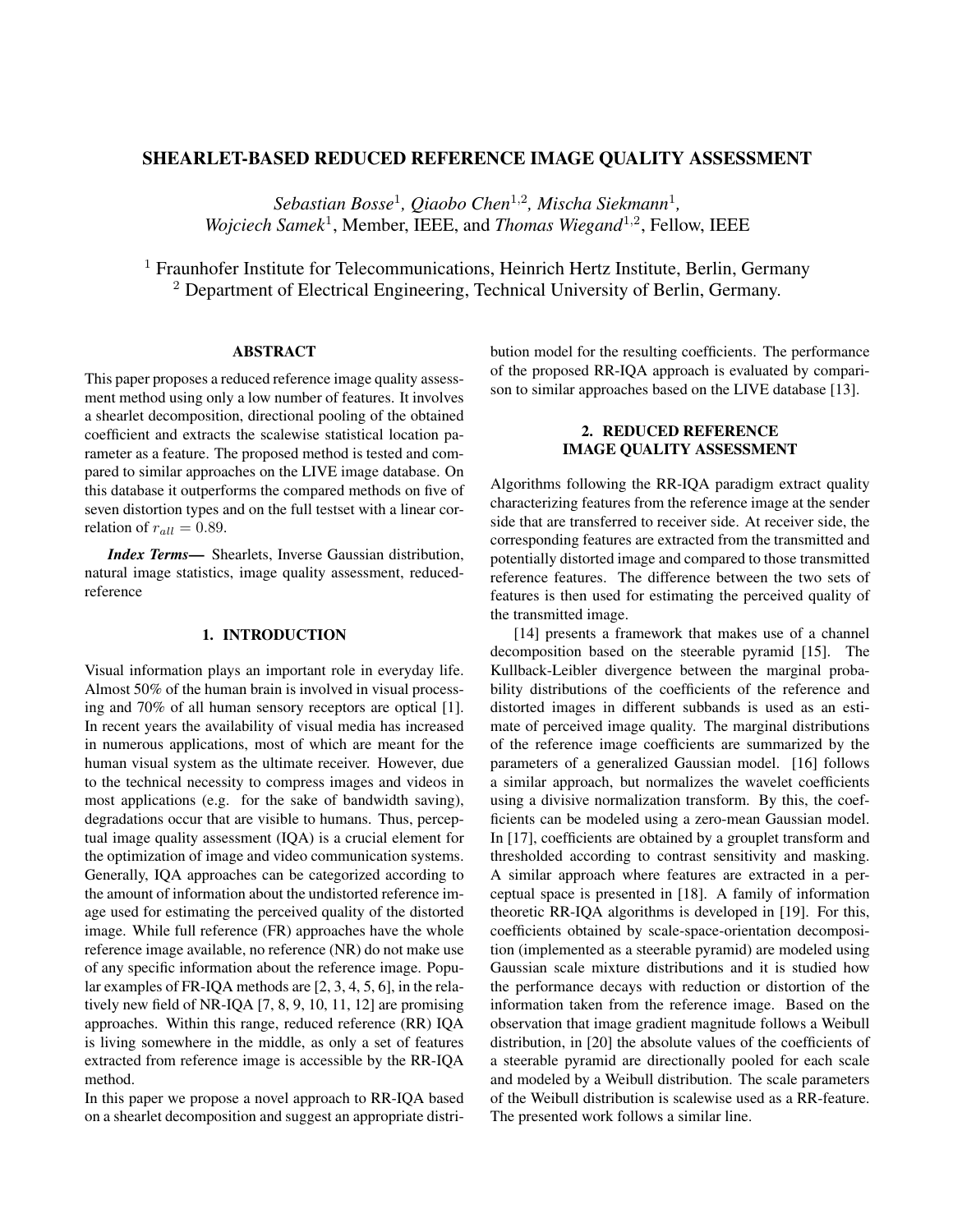# SHEARLET-BASED REDUCED REFERENCE IMAGE QUALITY ASSESSMENT

*Sebastian Bosse*[1], *Qiaobo Chen*[1,2], *Mischa Siekmann*[1],
*Wojciech Samek*[1], Member, IEEE, and *Thomas Wiegand*[1,2], Fellow, IEEE

[1] Fraunhofer Institute for Telecommunications, Heinrich Hertz Institute, Berlin, Germany
[2] Department of Electrical Engineering, Technical University of Berlin, Germany.

## ABSTRACT

This paper proposes a reduced reference image quality assessment method using only a low number of features. It involves a shearlet decomposition, directional pooling of the obtained coefficient and extracts the scalewise statistical location parameter as a feature. The proposed method is tested and compared to similar approaches on the LIVE image database. On this database it outperforms the compared methods on five of seven distortion types and on the full testset with a linear correlation of $r_{all} = 0.89$.

***Index Terms***— Shearlets, Inverse Gaussian distribution, natural image statistics, image quality assessment, reduced-reference

## 1. INTRODUCTION

Visual information plays an important role in everyday life. Almost 50% of the human brain is involved in visual processing and 70% of all human sensory receptors are optical [1]. In recent years the availability of visual media has increased in numerous applications, most of which are meant for the human visual system as the ultimate receiver. However, due to the technical necessity to compress images and videos in most applications (e.g. for the sake of bandwidth saving), degradations occur that are visible to humans. Thus, perceptual image quality assessment (IQA) is a crucial element for the optimization of image and video communication systems. Generally, IQA approaches can be categorized according to the amount of information about the undistorted reference image used for estimating the perceived quality of the distorted image. While full reference (FR) approaches have the whole reference image available, no reference (NR) do not make use of any specific information about the reference image. Popular examples of FR-IQA methods are [2, 3, 4, 5, 6], in the relatively new field of NR-IQA [7, 8, 9, 10, 11, 12] are promising approaches. Within this range, reduced reference (RR) IQA is living somewhere in the middle, as only a set of features extracted from reference image is accessible by the RR-IQA method.

In this paper we propose a novel approach to RR-IQA based on a shearlet decomposition and suggest an appropriate distribution model for the resulting coefficients. The performance of the proposed RR-IQA approach is evaluated by comparison to similar approaches based on the LIVE database [13].

## 2. REDUCED REFERENCE IMAGE QUALITY ASSESSMENT

Algorithms following the RR-IQA paradigm extract quality characterizing features from the reference image at the sender side that are transferred to receiver side. At receiver side, the corresponding features are extracted from the transmitted and potentially distorted image and compared to those transmitted reference features. The difference between the two sets of features is then used for estimating the perceived quality of the transmitted image.

[14] presents a framework that makes use of a channel decomposition based on the steerable pyramid [15]. The Kullback-Leibler divergence between the marginal probability distributions of the coefficients of the reference and distorted images in different subbands is used as an estimate of perceived image quality. The marginal distributions of the reference image coefficients are summarized by the parameters of a generalized Gaussian model. [16] follows a similar approach, but normalizes the wavelet coefficients using a divisive normalization transform. By this, the coefficients can be modeled using a zero-mean Gaussian model. In [17], coefficients are obtained by a grouplet transform and thresholded according to contrast sensitivity and masking. A similar approach where features are extracted in a perceptual space is presented in [18]. A family of information theoretic RR-IQA algorithms is developed in [19]. For this, coefficients obtained by scale-space-orientation decomposition (implemented as a steerable pyramid) are modeled using Gaussian scale mixture distributions and it is studied how the performance decays with reduction or distortion of the information taken from the reference image. Based on the observation that image gradient magnitude follows a Weibull distribution, in [20] the absolute values of the coefficients of a steerable pyramid are directionally pooled for each scale and modeled by a Weibull distribution. The scale parameters of the Weibull distribution is scalewise used as a RR-feature. The presented work follows a similar line.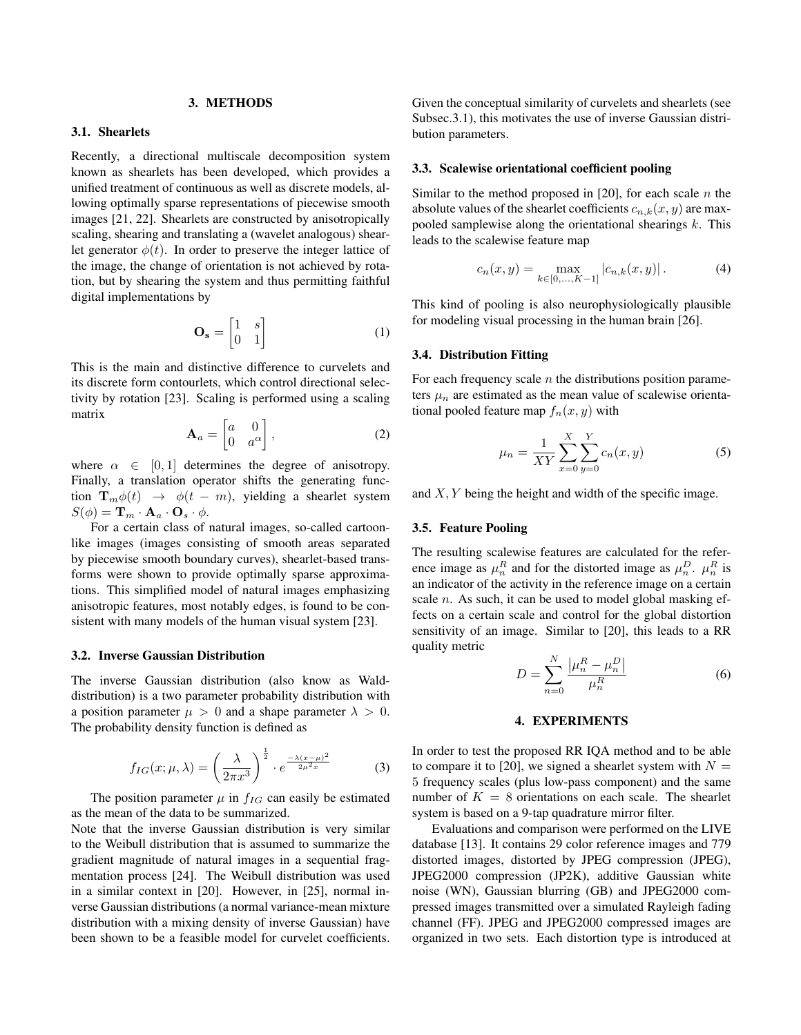## 3. METHODS

### 3.1. Shearlets

Recently, a directional multiscale decomposition system known as shearlets has been developed, which provides a unified treatment of continuous as well as discrete models, allowing optimally sparse representations of piecewise smooth images [21, 22]. Shearlets are constructed by anisotropically scaling, shearing and translating a (wavelet analogous) shearlet generator $\phi(t)$. In order to preserve the integer lattice of the image, the change of orientation is not achieved by rotation, but by shearing the system and thus permitting faithful digital implementations by

$$\mathbf{O}_\mathbf{s} = \begin{bmatrix} 1 & s \\ 0 & 1 \end{bmatrix} \tag{1}$$

This is the main and distinctive difference to curvelets and its discrete form contourlets, which control directional selectivity by rotation [23]. Scaling is performed using a scaling matrix

$$\mathbf{A}_a = \begin{bmatrix} a & 0 \\ 0 & a^\alpha \end{bmatrix}, \tag{2}$$

where $\alpha \in [0, 1]$ determines the degree of anisotropy. Finally, a translation operator shifts the generating function $\mathbf{T}_m\phi(t) \rightarrow \phi(t - m)$, yielding a shearlet system $S(\phi) = \mathbf{T}_m \cdot \mathbf{A}_a \cdot \mathbf{O}_s \cdot \phi$.

For a certain class of natural images, so-called cartoon-like images (images consisting of smooth areas separated by piecewise smooth boundary curves), shearlet-based transforms were shown to provide optimally sparse approximations. This simplified model of natural images emphasizing anisotropic features, most notably edges, is found to be consistent with many models of the human visual system [23].

### 3.2. Inverse Gaussian Distribution

The inverse Gaussian distribution (also know as Wald-distribution) is a two parameter probability distribution with a position parameter $\mu > 0$ and a shape parameter $\lambda > 0$. The probability density function is defined as

$$f_{IG}(x; \mu, \lambda) = \left(\frac{\lambda}{2\pi x^3}\right)^{\frac{1}{2}} \cdot e^{\frac{-\lambda(x-\mu)^2}{2\mu^2 x}} \tag{3}$$

The position parameter $\mu$ in $f_{IG}$ can easily be estimated as the mean of the data to be summarized.

Note that the inverse Gaussian distribution is very similar to the Weibull distribution that is assumed to summarize the gradient magnitude of natural images in a sequential fragmentation process [24]. The Weibull distribution was used in a similar context in [20]. However, in [25], normal inverse Gaussian distributions (a normal variance-mean mixture distribution with a mixing density of inverse Gaussian) have been shown to be a feasible model for curvelet coefficients. Given the conceptual similarity of curvelets and shearlets (see Subsec.3.1), this motivates the use of inverse Gaussian distribution parameters.

### 3.3. Scalewise orientational coefficient pooling

Similar to the method proposed in [20], for each scale $n$ the absolute values of the shearlet coefficients $c_{n,k}(x, y)$ are max-pooled samplewise along the orientational shearings $k$. This leads to the scalewise feature map

$$c_n(x, y) = \max_{k \in [0, \ldots, K-1]} |c_{n,k}(x, y)|. \tag{4}$$

This kind of pooling is also neurophysiologically plausible for modeling visual processing in the human brain [26].

### 3.4. Distribution Fitting

For each frequency scale $n$ the distributions position parameters $\mu_n$ are estimated as the mean value of scalewise orientational pooled feature map $f_n(x, y)$ with

$$\mu_n = \frac{1}{XY} \sum_{x=0}^{X} \sum_{y=0}^{Y} c_n(x, y) \tag{5}$$

and $X, Y$ being the height and width of the specific image.

### 3.5. Feature Pooling

The resulting scalewise features are calculated for the reference image as $\mu_n^R$ and for the distorted image as $\mu_n^D$. $\mu_n^R$ is an indicator of the activity in the reference image on a certain scale $n$. As such, it can be used to model global masking effects on a certain scale and control for the global distortion sensitivity of an image. Similar to [20], this leads to a RR quality metric

$$D = \sum_{n=0}^{N} \frac{\left|\mu_n^R - \mu_n^D\right|}{\mu_n^R} \tag{6}$$

## 4. EXPERIMENTS

In order to test the proposed RR IQA method and to be able to compare it to [20], we signed a shearlet system with $N = 5$ frequency scales (plus low-pass component) and the same number of $K = 8$ orientations on each scale. The shearlet system is based on a 9-tap quadrature mirror filter.

Evaluations and comparison were performed on the LIVE database [13]. It contains 29 color reference images and 779 distorted images, distorted by JPEG compression (JPEG), JPEG2000 compression (JP2K), additive Gaussian white noise (WN), Gaussian blurring (GB) and JPEG2000 compressed images transmitted over a simulated Rayleigh fading channel (FF). JPEG and JPEG2000 compressed images are organized in two sets. Each distortion type is introduced at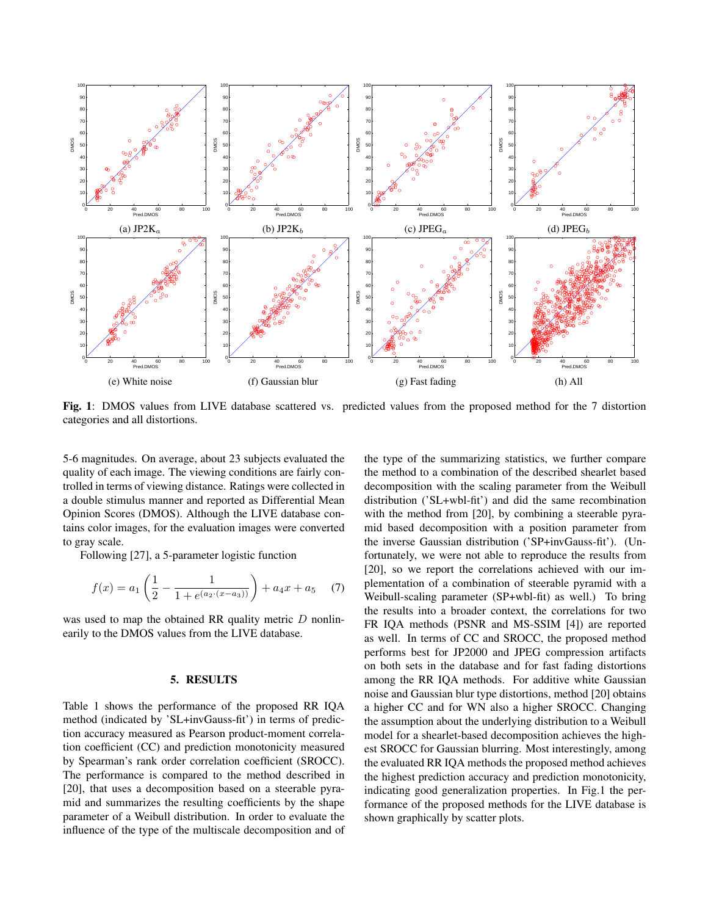(a) JP2K$_a$ (b) JP2K$_b$ (c) JPEG$_a$ (d) JPEG$_b$

(e) White noise (f) Gaussian blur (g) Fast fading (h) All

**Fig. 1**: DMOS values from LIVE database scattered vs. predicted values from the proposed method for the 7 distortion categories and all distortions.

5-6 magnitudes. On average, about 23 subjects evaluated the quality of each image. The viewing conditions are fairly controlled in terms of viewing distance. Ratings were collected in a double stimulus manner and reported as Differential Mean Opinion Scores (DMOS). Although the LIVE database contains color images, for the evaluation images were converted to gray scale.

Following [27], a 5-parameter logistic function

$$f(x) = a_1 \left( \frac{1}{2} - \frac{1}{1 + e^{(a_2 \cdot (x - a_3))}} \right) + a_4 x + a_5 \quad (7)$$

was used to map the obtained RR quality metric $D$ nonlinearly to the DMOS values from the LIVE database.

## 5. RESULTS

Table 1 shows the performance of the proposed RR IQA method (indicated by 'SL+invGauss-fit') in terms of prediction accuracy measured as Pearson product-moment correlation coefficient (CC) and prediction monotonicity measured by Spearman's rank order correlation coefficient (SROCC). The performance is compared to the method described in [20], that uses a decomposition based on a steerable pyramid and summarizes the resulting coefficients by the shape parameter of a Weibull distribution. In order to evaluate the influence of the type of the multiscale decomposition and of the type of the summarizing statistics, we further compare the method to a combination of the described shearlet based decomposition with the scaling parameter from the Weibull distribution ('SL+wbl-fit') and did the same recombination with the method from [20], by combining a steerable pyramid based decomposition with a position parameter from the inverse Gaussian distribution ('SP+invGauss-fit'). (Unfortunately, we were not able to reproduce the results from [20], so we report the correlations achieved with our implementation of a combination of steerable pyramid with a Weibull-scaling parameter (SP+wbl-fit) as well.) To bring the results into a broader context, the correlations for two FR IQA methods (PSNR and MS-SSIM [4]) are reported as well. In terms of CC and SROCC, the proposed method performs best for JP2000 and JPEG compression artifacts on both sets in the database and for fast fading distortions among the RR IQA methods. For additive white Gaussian noise and Gaussian blur type distortions, method [20] obtains a higher CC and for WN also a higher SROCC. Changing the assumption about the underlying distribution to a Weibull model for a shearlet-based decomposition achieves the highest SROCC for Gaussian blurring. Most interestingly, among the evaluated RR IQA methods the proposed method achieves the highest prediction accuracy and prediction monotonicity, indicating good generalization properties. In Fig.1 the performance of the proposed methods for the LIVE database is shown graphically by scatter plots.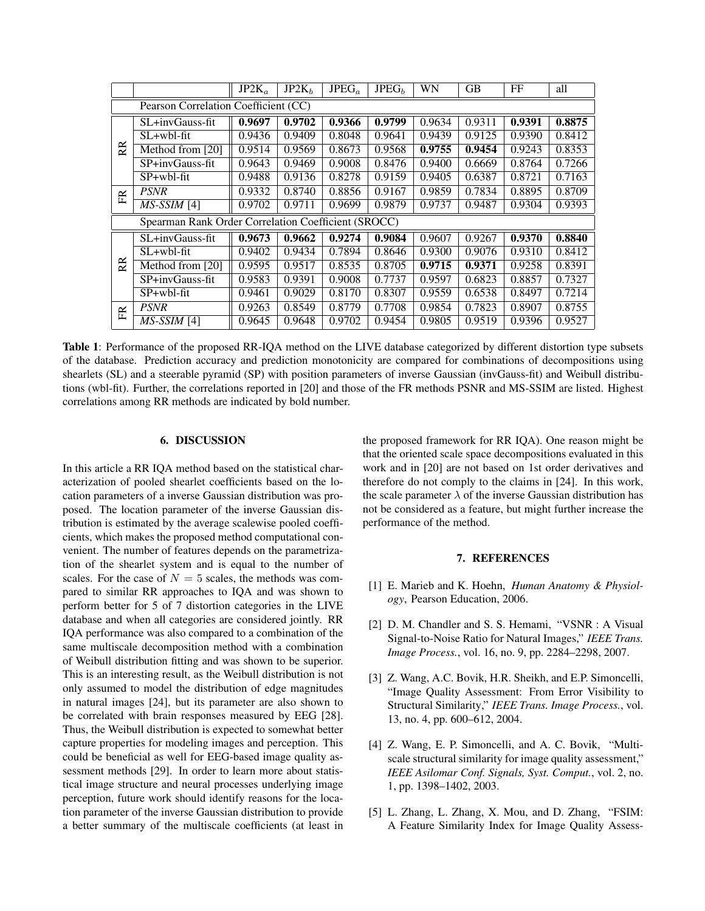| | | JP2K$_a$ | JP2K$_b$ | JPEG$_a$ | JPEG$_b$ | WN | GB | FF | all |
|---|---|---|---|---|---|---|---|---|---|
| | Pearson Correlation Coefficient (CC) | | | | | | | | |
| RR | SL+invGauss-fit | **0.9697** | **0.9702** | **0.9366** | **0.9799** | 0.9634 | 0.9311 | **0.9391** | **0.8875** |
| | SL+wbl-fit | 0.9436 | 0.9409 | 0.8048 | 0.9641 | 0.9439 | 0.9125 | 0.9390 | 0.8412 |
| | Method from [20] | 0.9514 | 0.9569 | 0.8673 | 0.9568 | **0.9755** | **0.9454** | 0.9243 | 0.8353 |
| | SP+invGauss-fit | 0.9643 | 0.9469 | 0.9008 | 0.8476 | 0.9400 | 0.6669 | 0.8764 | 0.7266 |
| | SP+wbl-fit | 0.9488 | 0.9136 | 0.8278 | 0.9159 | 0.9405 | 0.6387 | 0.8721 | 0.7163 |
| FR | *PSNR* | 0.9332 | 0.8740 | 0.8856 | 0.9167 | 0.9859 | 0.7834 | 0.8895 | 0.8709 |
| | *MS-SSIM* [4] | 0.9702 | 0.9711 | 0.9699 | 0.9879 | 0.9737 | 0.9487 | 0.9304 | 0.9393 |
| | Spearman Rank Order Correlation Coefficient (SROCC) | | | | | | | | |
| RR | SL+invGauss-fit | **0.9673** | **0.9662** | **0.9274** | **0.9084** | 0.9607 | 0.9267 | **0.9370** | **0.8840** |
| | SL+wbl-fit | 0.9402 | 0.9434 | 0.7894 | 0.8646 | 0.9300 | 0.9076 | 0.9310 | 0.8412 |
| | Method from [20] | 0.9595 | 0.9517 | 0.8535 | 0.8705 | **0.9715** | **0.9371** | 0.9258 | 0.8391 |
| | SP+invGauss-fit | 0.9583 | 0.9391 | 0.9008 | 0.7737 | 0.9597 | 0.6823 | 0.8857 | 0.7327 |
| | SP+wbl-fit | 0.9461 | 0.9029 | 0.8170 | 0.8307 | 0.9559 | 0.6538 | 0.8497 | 0.7214 |
| FR | *PSNR* | 0.9263 | 0.8549 | 0.8779 | 0.7708 | 0.9854 | 0.7823 | 0.8907 | 0.8755 |
| | *MS-SSIM* [4] | 0.9645 | 0.9648 | 0.9702 | 0.9454 | 0.9805 | 0.9519 | 0.9396 | 0.9527 |

**Table 1**: Performance of the proposed RR-IQA method on the LIVE database categorized by different distortion type subsets of the database. Prediction accuracy and prediction monotonicity are compared for combinations of decompositions using shearlets (SL) and a steerable pyramid (SP) with position parameters of inverse Gaussian (invGauss-fit) and Weibull distributions (wbl-fit). Further, the correlations reported in [20] and those of the FR methods PSNR and MS-SSIM are listed. Highest correlations among RR methods are indicated by bold number.

## 6. DISCUSSION

In this article a RR IQA method based on the statistical characterization of pooled shearlet coefficients based on the location parameters of a inverse Gaussian distribution was proposed. The location parameter of the inverse Gaussian distribution is estimated by the average scalewise pooled coefficients, which makes the proposed method computational convenient. The number of features depends on the parametrization of the shearlet system and is equal to the number of scales. For the case of $N = 5$ scales, the methods was compared to similar RR approaches to IQA and was shown to perform better for 5 of 7 distortion categories in the LIVE database and when all categories are considered jointly. RR IQA performance was also compared to a combination of the same multiscale decomposition method with a combination of Weibull distribution fitting and was shown to be superior. This is an interesting result, as the Weibull distribution is not only assumed to model the distribution of edge magnitudes in natural images [24], but its parameter are also shown to be correlated with brain responses measured by EEG [28]. Thus, the Weibull distribution is expected to somewhat better capture properties for modeling images and perception. This could be beneficial as well for EEG-based image quality assessment methods [29]. In order to learn more about statistical image structure and neural processes underlying image perception, future work should identify reasons for the location parameter of the inverse Gaussian distribution to provide a better summary of the multiscale coefficients (at least in the proposed framework for RR IQA). One reason might be that the oriented scale space decompositions evaluated in this work and in [20] are not based on 1st order derivatives and therefore do not comply to the claims in [24]. In this work, the scale parameter $\lambda$ of the inverse Gaussian distribution has not be considered as a feature, but might further increase the performance of the method.

## 7. REFERENCES

[1] E. Marieb and K. Hoehn, *Human Anatomy & Physiology*, Pearson Education, 2006.

[2] D. M. Chandler and S. S. Hemami, "VSNR : A Visual Signal-to-Noise Ratio for Natural Images," *IEEE Trans. Image Process.*, vol. 16, no. 9, pp. 2284–2298, 2007.

[3] Z. Wang, A.C. Bovik, H.R. Sheikh, and E.P. Simoncelli, "Image Quality Assessment: From Error Visibility to Structural Similarity," *IEEE Trans. Image Process.*, vol. 13, no. 4, pp. 600–612, 2004.

[4] Z. Wang, E. P. Simoncelli, and A. C. Bovik, "Multi-scale structural similarity for image quality assessment," *IEEE Asilomar Conf. Signals, Syst. Comput.*, vol. 2, no. 1, pp. 1398–1402, 2003.

[5] L. Zhang, L. Zhang, X. Mou, and D. Zhang, "FSIM: A Feature Similarity Index for Image Quality Assess-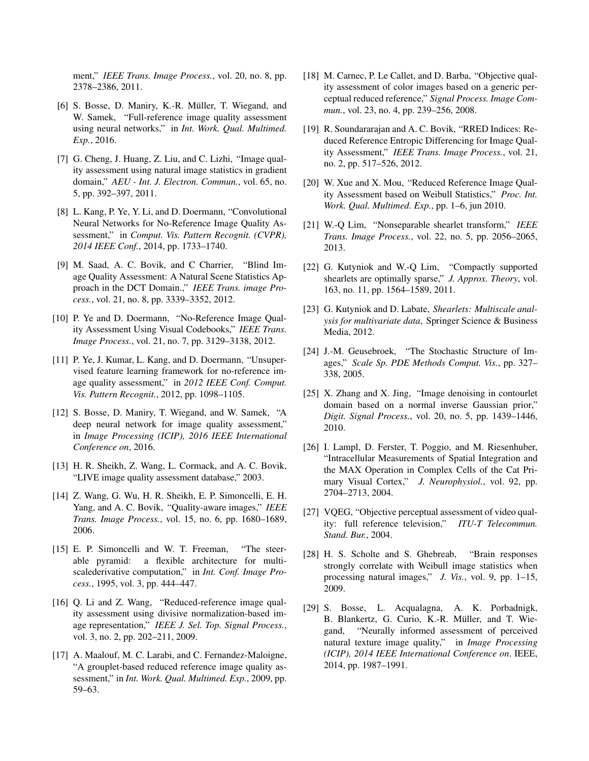ment," *IEEE Trans. Image Process.*, vol. 20, no. 8, pp. 2378–2386, 2011.

[6] S. Bosse, D. Maniry, K.-R. Müller, T. Wiegand, and W. Samek, "Full-reference image quality assessment using neural networks," in *Int. Work. Qual. Multimed. Exp.*, 2016.

[7] G. Cheng, J. Huang, Z. Liu, and C. Lizhi, "Image quality assessment using natural image statistics in gradient domain," *AEU - Int. J. Electron. Commun.*, vol. 65, no. 5, pp. 392–397, 2011.

[8] L. Kang, P. Ye, Y. Li, and D. Doermann, "Convolutional Neural Networks for No-Reference Image Quality Assessment," in *Comput. Vis. Pattern Recognit. (CVPR), 2014 IEEE Conf.*, 2014, pp. 1733–1740.

[9] M. Saad, A. C. Bovik, and C Charrier, "Blind Image Quality Assessment: A Natural Scene Statistics Approach in the DCT Domain.," *IEEE Trans. image Process.*, vol. 21, no. 8, pp. 3339–3352, 2012.

[10] P. Ye and D. Doermann, "No-Reference Image Quality Assessment Using Visual Codebooks," *IEEE Trans. Image Process.*, vol. 21, no. 7, pp. 3129–3138, 2012.

[11] P. Ye, J. Kumar, L. Kang, and D. Doermann, "Unsupervised feature learning framework for no-reference image quality assessment," in *2012 IEEE Conf. Comput. Vis. Pattern Recognit.*, 2012, pp. 1098–1105.

[12] S. Bosse, D. Maniry, T. Wiegand, and W. Samek, "A deep neural network for image quality assessment," in *Image Processing (ICIP), 2016 IEEE International Conference on*, 2016.

[13] H. R. Sheikh, Z. Wang, L. Cormack, and A. C. Bovik, "LIVE image quality assessment database," 2003.

[14] Z. Wang, G. Wu, H. R. Sheikh, E. P. Simoncelli, E. H. Yang, and A. C. Bovik, "Quality-aware images," *IEEE Trans. Image Process.*, vol. 15, no. 6, pp. 1680–1689, 2006.

[15] E. P. Simoncelli and W. T. Freeman, "The steerable pyramid: a flexible architecture for multiscalederivative computation," in *Int. Conf. Image Process.*, 1995, vol. 3, pp. 444–447.

[16] Q. Li and Z. Wang, "Reduced-reference image quality assessment using divisive normalization-based image representation," *IEEE J. Sel. Top. Signal Process.*, vol. 3, no. 2, pp. 202–211, 2009.

[17] A. Maalouf, M. C. Larabi, and C. Fernandez-Maloigne, "A grouplet-based reduced reference image quality assessment," in *Int. Work. Qual. Multimed. Exp.*, 2009, pp. 59–63.

[18] M. Carnec, P. Le Callet, and D. Barba, "Objective quality assessment of color images based on a generic perceptual reduced reference," *Signal Process. Image Commun.*, vol. 23, no. 4, pp. 239–256, 2008.

[19] R. Soundararajan and A. C. Bovik, "RRED Indices: Reduced Reference Entropic Differencing for Image Quality Assessment," *IEEE Trans. Image Process.*, vol. 21, no. 2, pp. 517–526, 2012.

[20] W. Xue and X. Mou, "Reduced Reference Image Quality Assessment based on Weibull Statistics," *Proc. Int. Work. Qual. Multimed. Exp.*, pp. 1–6, jun 2010.

[21] W.-Q Lim, "Nonseparable shearlet transform," *IEEE Trans. Image Process.*, vol. 22, no. 5, pp. 2056–2065, 2013.

[22] G. Kutyniok and W.-Q Lim, "Compactly supported shearlets are optimally sparse," *J. Approx. Theory*, vol. 163, no. 11, pp. 1564–1589, 2011.

[23] G. Kutyniok and D. Labate, *Shearlets: Multiscale analysis for multivariate data*, Springer Science & Business Media, 2012.

[24] J.-M. Geusebroek, "The Stochastic Structure of Images," *Scale Sp. PDE Methods Comput. Vis.*, pp. 327–338, 2005.

[25] X. Zhang and X. Jing, "Image denoising in contourlet domain based on a normal inverse Gaussian prior," *Digit. Signal Process.*, vol. 20, no. 5, pp. 1439–1446, 2010.

[26] I. Lampl, D. Ferster, T. Poggio, and M. Riesenhuber, "Intracellular Measurements of Spatial Integration and the MAX Operation in Complex Cells of the Cat Primary Visual Cortex," *J. Neurophysiol.*, vol. 92, pp. 2704–2713, 2004.

[27] VQEG, "Objective perceptual assessment of video quality: full reference television," *ITU-T Telecommun. Stand. Bur.*, 2004.

[28] H. S. Scholte and S. Ghebreab, "Brain responses strongly correlate with Weibull image statistics when processing natural images," *J. Vis.*, vol. 9, pp. 1–15, 2009.

[29] S. Bosse, L. Acqualagna, A. K. Porbadnigk, B. Blankertz, G. Curio, K.-R. Müller, and T. Wiegand, "Neurally informed assessment of perceived natural texture image quality," in *Image Processing (ICIP), 2014 IEEE International Conference on*. IEEE, 2014, pp. 1987–1991.